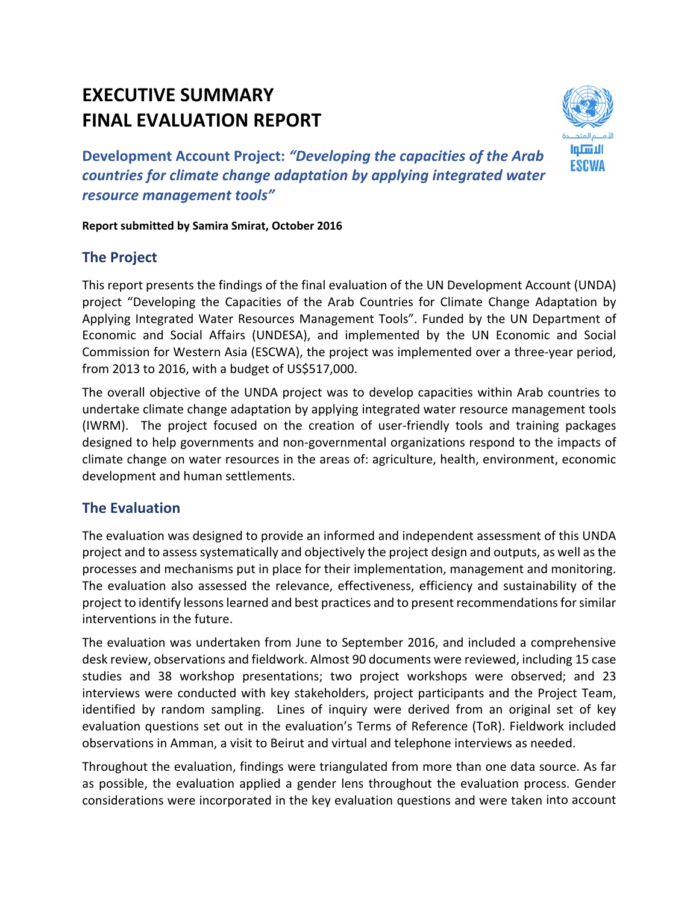# EXECUTIVE SUMMARY
# FINAL EVALUATION REPORT

## Development Account Project: *"Developing the capacities of the Arab countries for climate change adaptation by applying integrated water resource management tools"*

**Report submitted by Samira Smirat, October 2016**

## The Project

This report presents the findings of the final evaluation of the UN Development Account (UNDA) project "Developing the Capacities of the Arab Countries for Climate Change Adaptation by Applying Integrated Water Resources Management Tools". Funded by the UN Department of Economic and Social Affairs (UNDESA), and implemented by the UN Economic and Social Commission for Western Asia (ESCWA), the project was implemented over a three-year period, from 2013 to 2016, with a budget of US$517,000.

The overall objective of the UNDA project was to develop capacities within Arab countries to undertake climate change adaptation by applying integrated water resource management tools (IWRM). The project focused on the creation of user-friendly tools and training packages designed to help governments and non-governmental organizations respond to the impacts of climate change on water resources in the areas of: agriculture, health, environment, economic development and human settlements.

## The Evaluation

The evaluation was designed to provide an informed and independent assessment of this UNDA project and to assess systematically and objectively the project design and outputs, as well as the processes and mechanisms put in place for their implementation, management and monitoring. The evaluation also assessed the relevance, effectiveness, efficiency and sustainability of the project to identify lessons learned and best practices and to present recommendations for similar interventions in the future.

The evaluation was undertaken from June to September 2016, and included a comprehensive desk review, observations and fieldwork. Almost 90 documents were reviewed, including 15 case studies and 38 workshop presentations; two project workshops were observed; and 23 interviews were conducted with key stakeholders, project participants and the Project Team, identified by random sampling. Lines of inquiry were derived from an original set of key evaluation questions set out in the evaluation's Terms of Reference (ToR). Fieldwork included observations in Amman, a visit to Beirut and virtual and telephone interviews as needed.

Throughout the evaluation, findings were triangulated from more than one data source. As far as possible, the evaluation applied a gender lens throughout the evaluation process. Gender considerations were incorporated in the key evaluation questions and were taken into account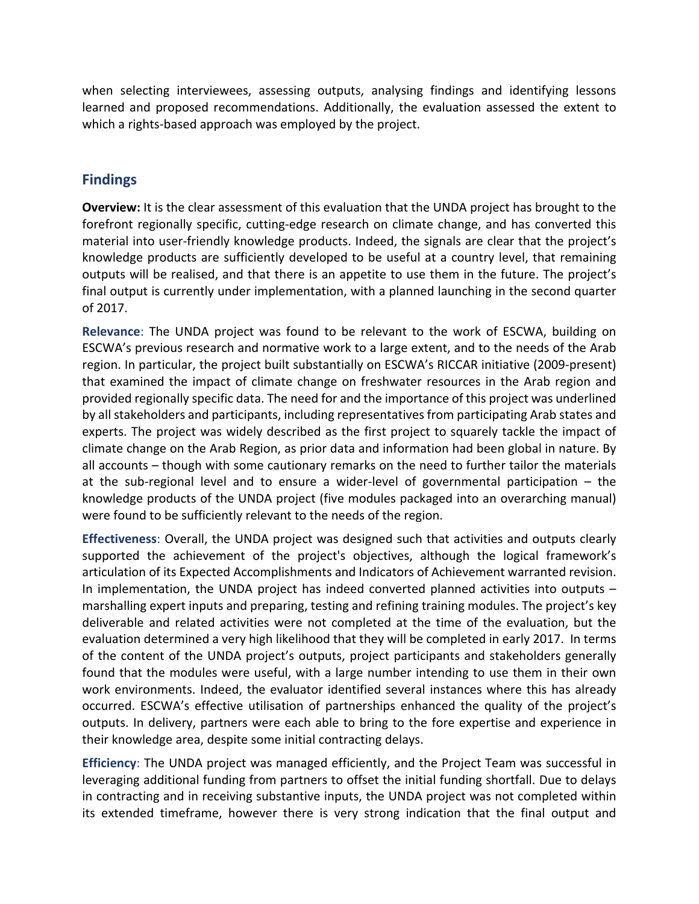when selecting interviewees, assessing outputs, analysing findings and identifying lessons learned and proposed recommendations. Additionally, the evaluation assessed the extent to which a rights-based approach was employed by the project.

## Findings

**Overview:** It is the clear assessment of this evaluation that the UNDA project has brought to the forefront regionally specific, cutting-edge research on climate change, and has converted this material into user-friendly knowledge products. Indeed, the signals are clear that the project's knowledge products are sufficiently developed to be useful at a country level, that remaining outputs will be realised, and that there is an appetite to use them in the future. The project's final output is currently under implementation, with a planned launching in the second quarter of 2017.

**Relevance**: The UNDA project was found to be relevant to the work of ESCWA, building on ESCWA's previous research and normative work to a large extent, and to the needs of the Arab region. In particular, the project built substantially on ESCWA's RICCAR initiative (2009-present) that examined the impact of climate change on freshwater resources in the Arab region and provided regionally specific data. The need for and the importance of this project was underlined by all stakeholders and participants, including representatives from participating Arab states and experts. The project was widely described as the first project to squarely tackle the impact of climate change on the Arab Region, as prior data and information had been global in nature. By all accounts – though with some cautionary remarks on the need to further tailor the materials at the sub-regional level and to ensure a wider-level of governmental participation – the knowledge products of the UNDA project (five modules packaged into an overarching manual) were found to be sufficiently relevant to the needs of the region.

**Effectiveness**: Overall, the UNDA project was designed such that activities and outputs clearly supported the achievement of the project's objectives, although the logical framework's articulation of its Expected Accomplishments and Indicators of Achievement warranted revision. In implementation, the UNDA project has indeed converted planned activities into outputs – marshalling expert inputs and preparing, testing and refining training modules. The project's key deliverable and related activities were not completed at the time of the evaluation, but the evaluation determined a very high likelihood that they will be completed in early 2017. In terms of the content of the UNDA project's outputs, project participants and stakeholders generally found that the modules were useful, with a large number intending to use them in their own work environments. Indeed, the evaluator identified several instances where this has already occurred. ESCWA's effective utilisation of partnerships enhanced the quality of the project's outputs. In delivery, partners were each able to bring to the fore expertise and experience in their knowledge area, despite some initial contracting delays.

**Efficiency**: The UNDA project was managed efficiently, and the Project Team was successful in leveraging additional funding from partners to offset the initial funding shortfall. Due to delays in contracting and in receiving substantive inputs, the UNDA project was not completed within its extended timeframe, however there is very strong indication that the final output and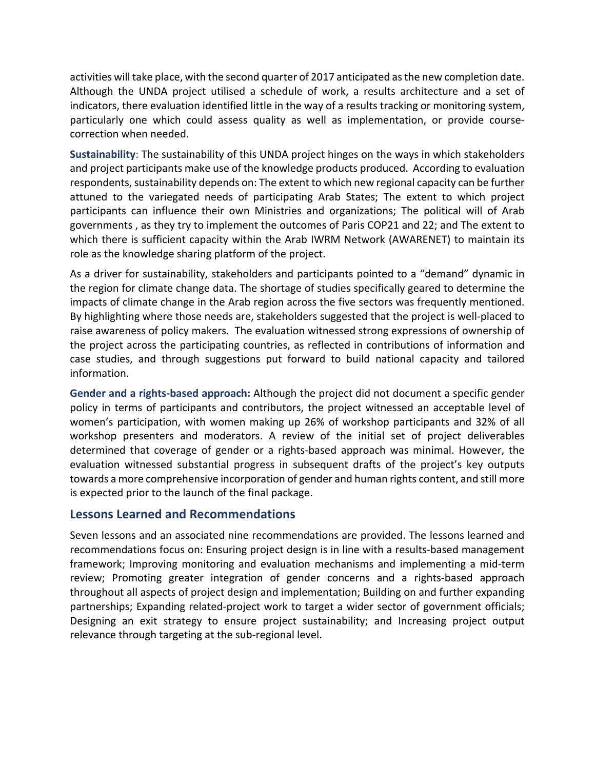activities will take place, with the second quarter of 2017 anticipated as the new completion date. Although the UNDA project utilised a schedule of work, a results architecture and a set of indicators, there evaluation identified little in the way of a results tracking or monitoring system, particularly one which could assess quality as well as implementation, or provide course-correction when needed.

**Sustainability**: The sustainability of this UNDA project hinges on the ways in which stakeholders and project participants make use of the knowledge products produced. According to evaluation respondents, sustainability depends on: The extent to which new regional capacity can be further attuned to the variegated needs of participating Arab States; The extent to which project participants can influence their own Ministries and organizations; The political will of Arab governments , as they try to implement the outcomes of Paris COP21 and 22; and The extent to which there is sufficient capacity within the Arab IWRM Network (AWARENET) to maintain its role as the knowledge sharing platform of the project.

As a driver for sustainability, stakeholders and participants pointed to a "demand" dynamic in the region for climate change data. The shortage of studies specifically geared to determine the impacts of climate change in the Arab region across the five sectors was frequently mentioned. By highlighting where those needs are, stakeholders suggested that the project is well-placed to raise awareness of policy makers. The evaluation witnessed strong expressions of ownership of the project across the participating countries, as reflected in contributions of information and case studies, and through suggestions put forward to build national capacity and tailored information.

**Gender and a rights-based approach:** Although the project did not document a specific gender policy in terms of participants and contributors, the project witnessed an acceptable level of women's participation, with women making up 26% of workshop participants and 32% of all workshop presenters and moderators. A review of the initial set of project deliverables determined that coverage of gender or a rights-based approach was minimal. However, the evaluation witnessed substantial progress in subsequent drafts of the project's key outputs towards a more comprehensive incorporation of gender and human rights content, and still more is expected prior to the launch of the final package.

## Lessons Learned and Recommendations

Seven lessons and an associated nine recommendations are provided. The lessons learned and recommendations focus on: Ensuring project design is in line with a results-based management framework; Improving monitoring and evaluation mechanisms and implementing a mid-term review; Promoting greater integration of gender concerns and a rights-based approach throughout all aspects of project design and implementation; Building on and further expanding partnerships; Expanding related-project work to target a wider sector of government officials; Designing an exit strategy to ensure project sustainability; and Increasing project output relevance through targeting at the sub-regional level.